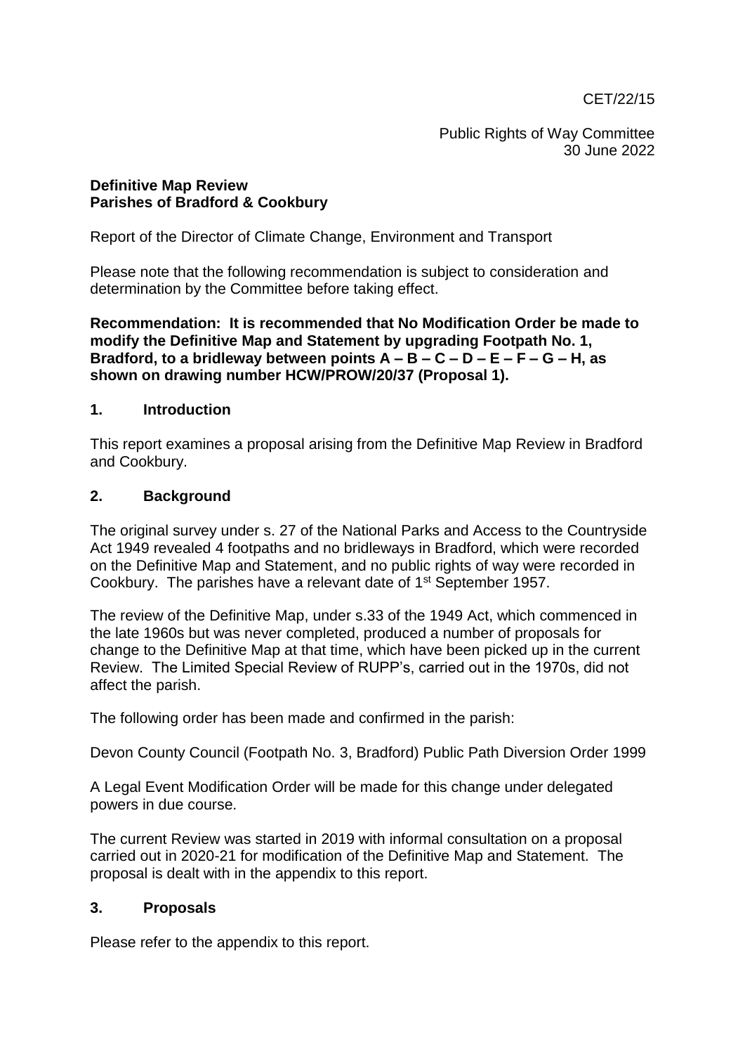CET/22/15

Public Rights of Way Committee
30 June 2022

**Definitive Map Review**
**Parishes of Bradford & Cookbury**

Report of the Director of Climate Change, Environment and Transport

Please note that the following recommendation is subject to consideration and determination by the Committee before taking effect.

**Recommendation: It is recommended that No Modification Order be made to modify the Definitive Map and Statement by upgrading Footpath No. 1, Bradford, to a bridleway between points A – B – C – D – E – F – G – H, as shown on drawing number HCW/PROW/20/37 (Proposal 1).**

## 1. Introduction

This report examines a proposal arising from the Definitive Map Review in Bradford and Cookbury.

## 2. Background

The original survey under s. 27 of the National Parks and Access to the Countryside Act 1949 revealed 4 footpaths and no bridleways in Bradford, which were recorded on the Definitive Map and Statement, and no public rights of way were recorded in Cookbury. The parishes have a relevant date of 1st September 1957.

The review of the Definitive Map, under s.33 of the 1949 Act, which commenced in the late 1960s but was never completed, produced a number of proposals for change to the Definitive Map at that time, which have been picked up in the current Review. The Limited Special Review of RUPP's, carried out in the 1970s, did not affect the parish.

The following order has been made and confirmed in the parish:

Devon County Council (Footpath No. 3, Bradford) Public Path Diversion Order 1999

A Legal Event Modification Order will be made for this change under delegated powers in due course.

The current Review was started in 2019 with informal consultation on a proposal carried out in 2020-21 for modification of the Definitive Map and Statement. The proposal is dealt with in the appendix to this report.

## 3. Proposals

Please refer to the appendix to this report.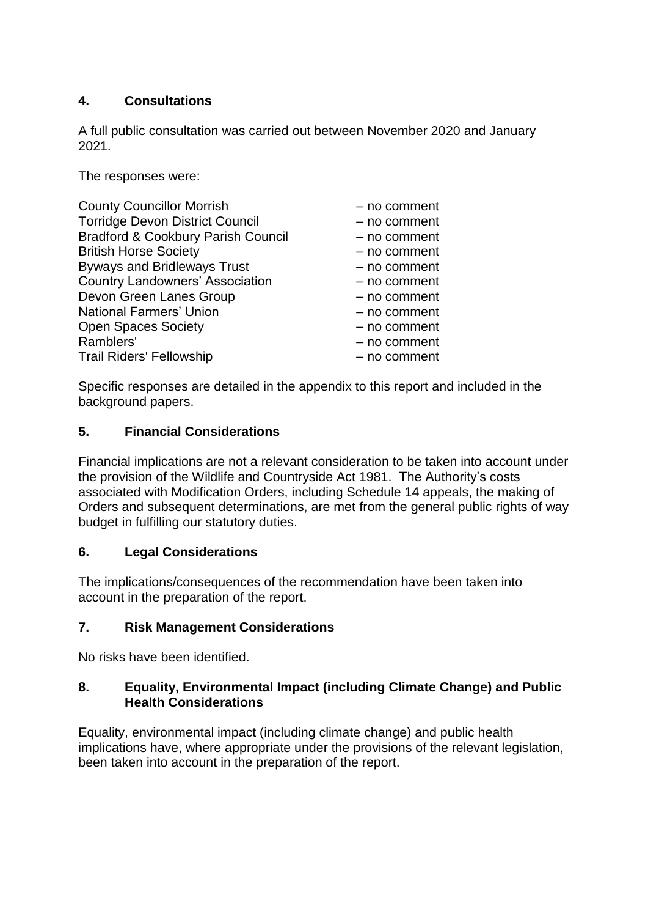## 4. Consultations

A full public consultation was carried out between November 2020 and January 2021.

The responses were:

| | |
|---|---|
| County Councillor Morrish | – no comment |
| Torridge Devon District Council | – no comment |
| Bradford & Cookbury Parish Council | – no comment |
| British Horse Society | – no comment |
| Byways and Bridleways Trust | – no comment |
| Country Landowners' Association | – no comment |
| Devon Green Lanes Group | – no comment |
| National Farmers' Union | – no comment |
| Open Spaces Society | – no comment |
| Ramblers' | – no comment |
| Trail Riders' Fellowship | – no comment |

Specific responses are detailed in the appendix to this report and included in the background papers.

## 5. Financial Considerations

Financial implications are not a relevant consideration to be taken into account under the provision of the Wildlife and Countryside Act 1981. The Authority's costs associated with Modification Orders, including Schedule 14 appeals, the making of Orders and subsequent determinations, are met from the general public rights of way budget in fulfilling our statutory duties.

## 6. Legal Considerations

The implications/consequences of the recommendation have been taken into account in the preparation of the report.

## 7. Risk Management Considerations

No risks have been identified.

## 8. Equality, Environmental Impact (including Climate Change) and Public Health Considerations

Equality, environmental impact (including climate change) and public health implications have, where appropriate under the provisions of the relevant legislation, been taken into account in the preparation of the report.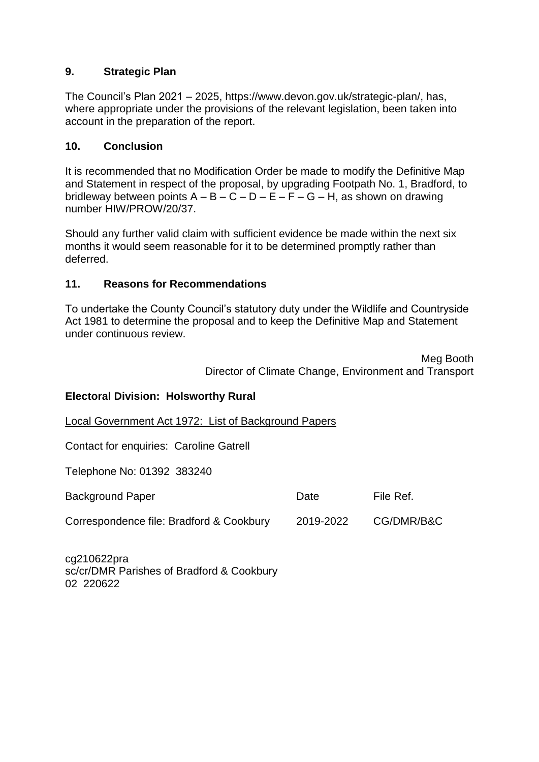## 9. Strategic Plan

The Council's Plan 2021 – 2025, https://www.devon.gov.uk/strategic-plan/, has, where appropriate under the provisions of the relevant legislation, been taken into account in the preparation of the report.

## 10. Conclusion

It is recommended that no Modification Order be made to modify the Definitive Map and Statement in respect of the proposal, by upgrading Footpath No. 1, Bradford, to bridleway between points A – B – C – D – E – F – G – H, as shown on drawing number HIW/PROW/20/37.

Should any further valid claim with sufficient evidence be made within the next six months it would seem reasonable for it to be determined promptly rather than deferred.

## 11. Reasons for Recommendations

To undertake the County Council's statutory duty under the Wildlife and Countryside Act 1981 to determine the proposal and to keep the Definitive Map and Statement under continuous review.

Meg Booth
Director of Climate Change, Environment and Transport

**Electoral Division: Holsworthy Rural**

Local Government Act 1972: List of Background Papers

Contact for enquiries: Caroline Gatrell

Telephone No: 01392 383240

| Background Paper | Date | File Ref. |
| --- | --- | --- |
| Correspondence file: Bradford & Cookbury | 2019-2022 | CG/DMR/B&C |

cg210622pra
sc/cr/DMR Parishes of Bradford & Cookbury
02 220622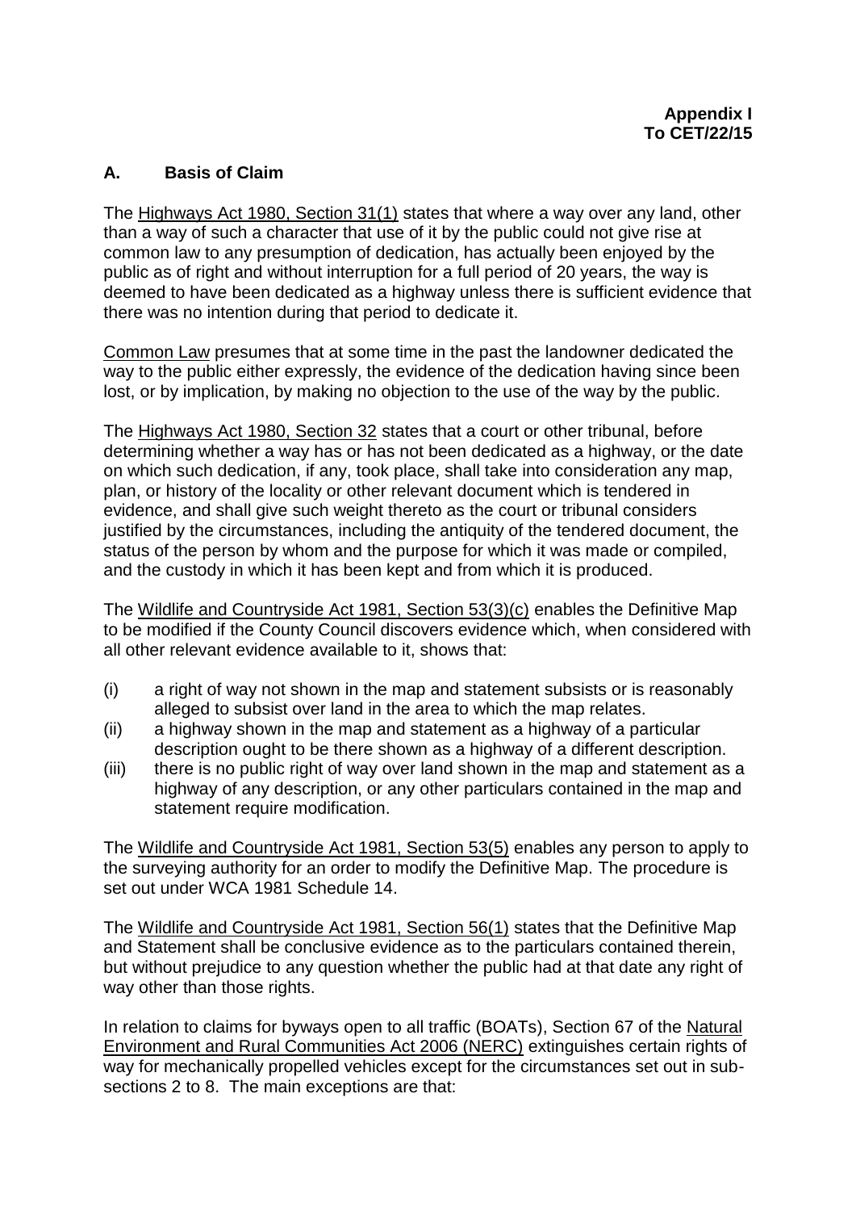**Appendix I**
**To CET/22/15**

## A. Basis of Claim

The Highways Act 1980, Section 31(1) states that where a way over any land, other than a way of such a character that use of it by the public could not give rise at common law to any presumption of dedication, has actually been enjoyed by the public as of right and without interruption for a full period of 20 years, the way is deemed to have been dedicated as a highway unless there is sufficient evidence that there was no intention during that period to dedicate it.

Common Law presumes that at some time in the past the landowner dedicated the way to the public either expressly, the evidence of the dedication having since been lost, or by implication, by making no objection to the use of the way by the public.

The Highways Act 1980, Section 32 states that a court or other tribunal, before determining whether a way has or has not been dedicated as a highway, or the date on which such dedication, if any, took place, shall take into consideration any map, plan, or history of the locality or other relevant document which is tendered in evidence, and shall give such weight thereto as the court or tribunal considers justified by the circumstances, including the antiquity of the tendered document, the status of the person by whom and the purpose for which it was made or compiled, and the custody in which it has been kept and from which it is produced.

The Wildlife and Countryside Act 1981, Section 53(3)(c) enables the Definitive Map to be modified if the County Council discovers evidence which, when considered with all other relevant evidence available to it, shows that:

(i) a right of way not shown in the map and statement subsists or is reasonably alleged to subsist over land in the area to which the map relates.
(ii) a highway shown in the map and statement as a highway of a particular description ought to be there shown as a highway of a different description.
(iii) there is no public right of way over land shown in the map and statement as a highway of any description, or any other particulars contained in the map and statement require modification.

The Wildlife and Countryside Act 1981, Section 53(5) enables any person to apply to the surveying authority for an order to modify the Definitive Map. The procedure is set out under WCA 1981 Schedule 14.

The Wildlife and Countryside Act 1981, Section 56(1) states that the Definitive Map and Statement shall be conclusive evidence as to the particulars contained therein, but without prejudice to any question whether the public had at that date any right of way other than those rights.

In relation to claims for byways open to all traffic (BOATs), Section 67 of the Natural Environment and Rural Communities Act 2006 (NERC) extinguishes certain rights of way for mechanically propelled vehicles except for the circumstances set out in sub-sections 2 to 8. The main exceptions are that: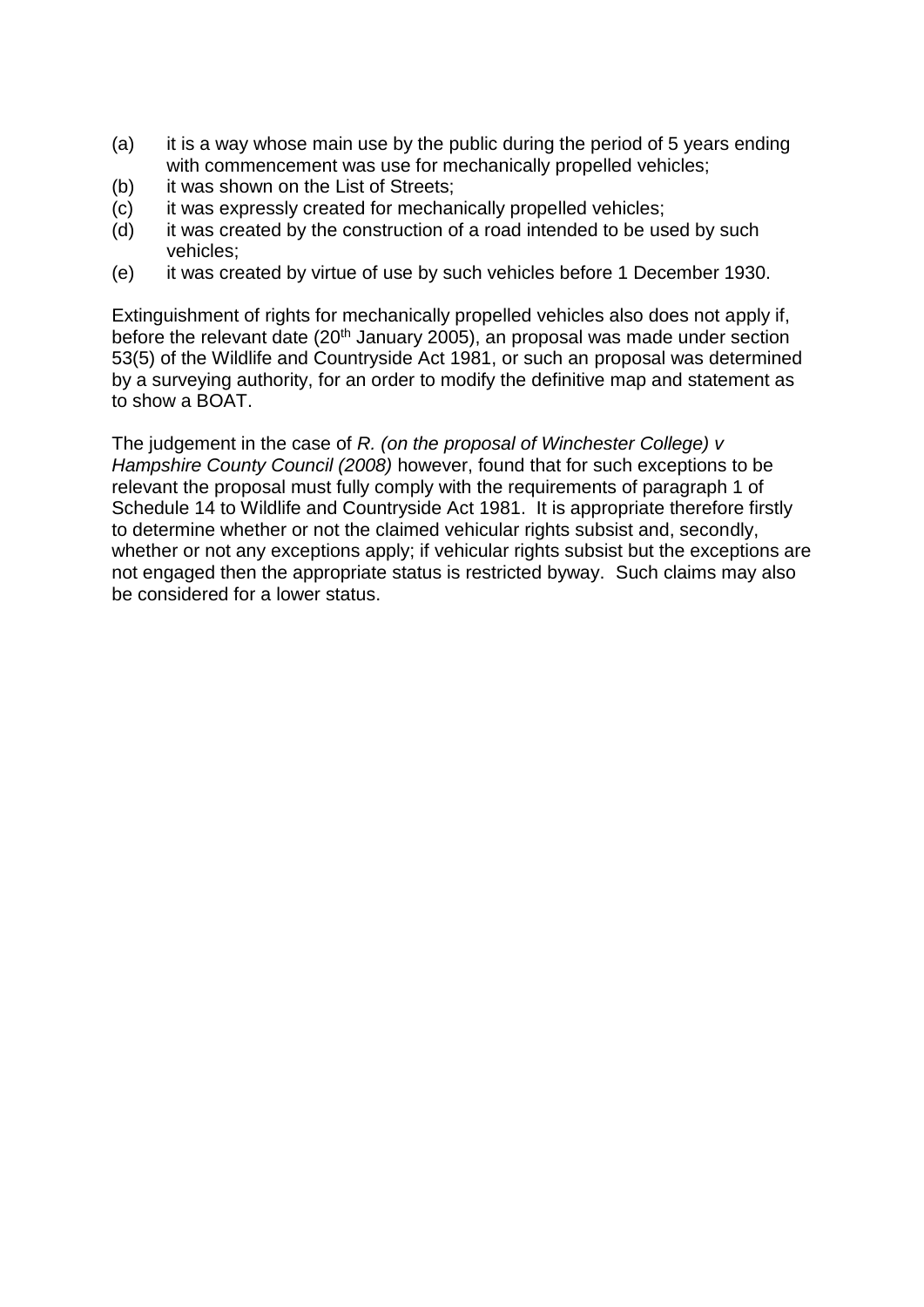(a) it is a way whose main use by the public during the period of 5 years ending with commencement was use for mechanically propelled vehicles;
(b) it was shown on the List of Streets;
(c) it was expressly created for mechanically propelled vehicles;
(d) it was created by the construction of a road intended to be used by such vehicles;
(e) it was created by virtue of use by such vehicles before 1 December 1930.

Extinguishment of rights for mechanically propelled vehicles also does not apply if, before the relevant date (20th January 2005), an proposal was made under section 53(5) of the Wildlife and Countryside Act 1981, or such an proposal was determined by a surveying authority, for an order to modify the definitive map and statement as to show a BOAT.

The judgement in the case of *R. (on the proposal of Winchester College) v Hampshire County Council (2008)* however, found that for such exceptions to be relevant the proposal must fully comply with the requirements of paragraph 1 of Schedule 14 to Wildlife and Countryside Act 1981. It is appropriate therefore firstly to determine whether or not the claimed vehicular rights subsist and, secondly, whether or not any exceptions apply; if vehicular rights subsist but the exceptions are not engaged then the appropriate status is restricted byway. Such claims may also be considered for a lower status.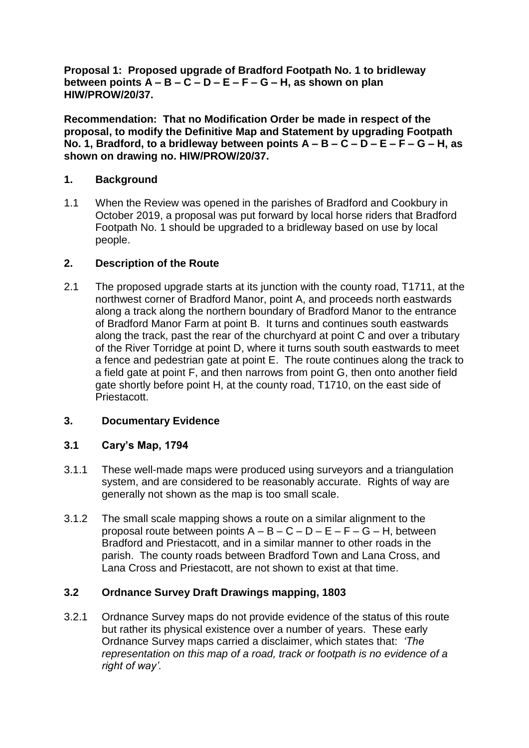**Proposal 1: Proposed upgrade of Bradford Footpath No. 1 to bridleway between points A – B – C – D – E – F – G – H, as shown on plan HIW/PROW/20/37.**

**Recommendation: That no Modification Order be made in respect of the proposal, to modify the Definitive Map and Statement by upgrading Footpath No. 1, Bradford, to a bridleway between points A – B – C – D – E – F – G – H, as shown on drawing no. HIW/PROW/20/37.**

## 1. Background

1.1 When the Review was opened in the parishes of Bradford and Cookbury in October 2019, a proposal was put forward by local horse riders that Bradford Footpath No. 1 should be upgraded to a bridleway based on use by local people.

## 2. Description of the Route

2.1 The proposed upgrade starts at its junction with the county road, T1711, at the northwest corner of Bradford Manor, point A, and proceeds north eastwards along a track along the northern boundary of Bradford Manor to the entrance of Bradford Manor Farm at point B. It turns and continues south eastwards along the track, past the rear of the churchyard at point C and over a tributary of the River Torridge at point D, where it turns south south eastwards to meet a fence and pedestrian gate at point E. The route continues along the track to a field gate at point F, and then narrows from point G, then onto another field gate shortly before point H, at the county road, T1710, on the east side of Priestacott.

## 3. Documentary Evidence

### 3.1 Cary's Map, 1794

3.1.1 These well-made maps were produced using surveyors and a triangulation system, and are considered to be reasonably accurate. Rights of way are generally not shown as the map is too small scale.

3.1.2 The small scale mapping shows a route on a similar alignment to the proposal route between points A – B – C – D – E – F – G – H, between Bradford and Priestacott, and in a similar manner to other roads in the parish. The county roads between Bradford Town and Lana Cross, and Lana Cross and Priestacott, are not shown to exist at that time.

### 3.2 Ordnance Survey Draft Drawings mapping, 1803

3.2.1 Ordnance Survey maps do not provide evidence of the status of this route but rather its physical existence over a number of years. These early Ordnance Survey maps carried a disclaimer, which states that: *'The representation on this map of a road, track or footpath is no evidence of a right of way'.*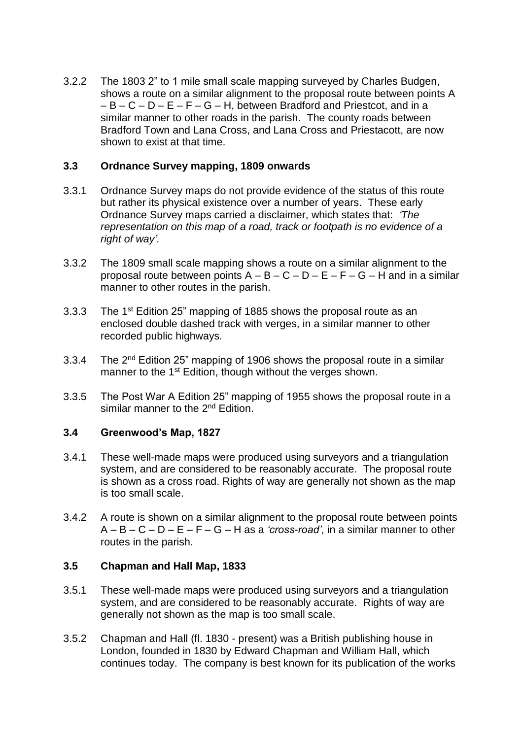3.2.2 The 1803 2" to 1 mile small scale mapping surveyed by Charles Budgen, shows a route on a similar alignment to the proposal route between points A – B – C – D – E – F – G – H, between Bradford and Priestcot, and in a similar manner to other roads in the parish. The county roads between Bradford Town and Lana Cross, and Lana Cross and Priestacott, are now shown to exist at that time.

### 3.3 Ordnance Survey mapping, 1809 onwards

3.3.1 Ordnance Survey maps do not provide evidence of the status of this route but rather its physical existence over a number of years. These early Ordnance Survey maps carried a disclaimer, which states that: *'The representation on this map of a road, track or footpath is no evidence of a right of way'.*

3.3.2 The 1809 small scale mapping shows a route on a similar alignment to the proposal route between points A – B – C – D – E – F – G – H and in a similar manner to other routes in the parish.

3.3.3 The 1st Edition 25" mapping of 1885 shows the proposal route as an enclosed double dashed track with verges, in a similar manner to other recorded public highways.

3.3.4 The 2nd Edition 25" mapping of 1906 shows the proposal route in a similar manner to the 1st Edition, though without the verges shown.

3.3.5 The Post War A Edition 25" mapping of 1955 shows the proposal route in a similar manner to the 2nd Edition.

### 3.4 Greenwood's Map, 1827

3.4.1 These well-made maps were produced using surveyors and a triangulation system, and are considered to be reasonably accurate. The proposal route is shown as a cross road. Rights of way are generally not shown as the map is too small scale.

3.4.2 A route is shown on a similar alignment to the proposal route between points A – B – C – D – E – F – G – H as a *'cross-road'*, in a similar manner to other routes in the parish.

### 3.5 Chapman and Hall Map, 1833

3.5.1 These well-made maps were produced using surveyors and a triangulation system, and are considered to be reasonably accurate. Rights of way are generally not shown as the map is too small scale.

3.5.2 Chapman and Hall (fl. 1830 - present) was a British publishing house in London, founded in 1830 by Edward Chapman and William Hall, which continues today. The company is best known for its publication of the works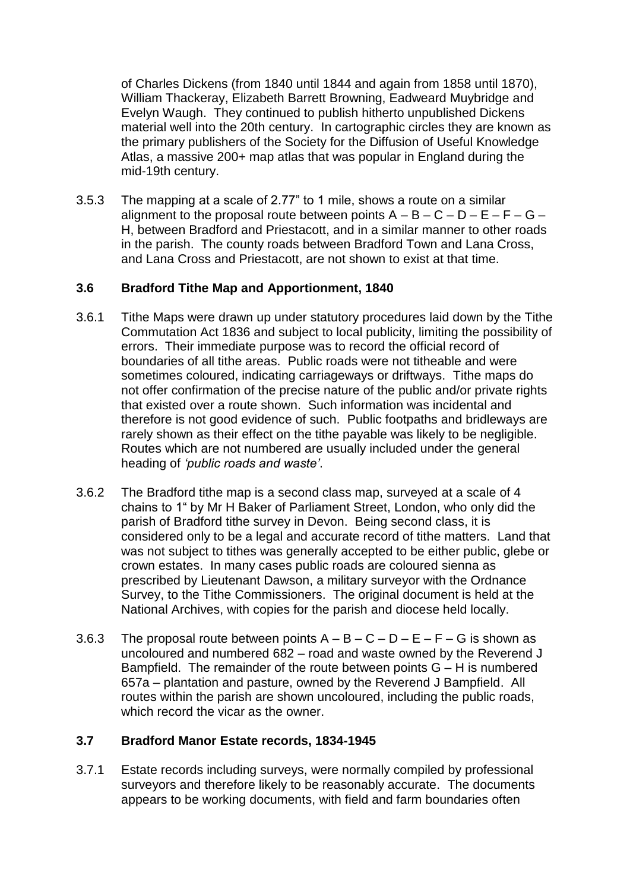of Charles Dickens (from 1840 until 1844 and again from 1858 until 1870), William Thackeray, Elizabeth Barrett Browning, Eadweard Muybridge and Evelyn Waugh. They continued to publish hitherto unpublished Dickens material well into the 20th century. In cartographic circles they are known as the primary publishers of the Society for the Diffusion of Useful Knowledge Atlas, a massive 200+ map atlas that was popular in England during the mid-19th century.

3.5.3 The mapping at a scale of 2.77" to 1 mile, shows a route on a similar alignment to the proposal route between points A – B – C – D – E – F – G – H, between Bradford and Priestacott, and in a similar manner to other roads in the parish. The county roads between Bradford Town and Lana Cross, and Lana Cross and Priestacott, are not shown to exist at that time.

### 3.6 Bradford Tithe Map and Apportionment, 1840

3.6.1 Tithe Maps were drawn up under statutory procedures laid down by the Tithe Commutation Act 1836 and subject to local publicity, limiting the possibility of errors. Their immediate purpose was to record the official record of boundaries of all tithe areas. Public roads were not titheable and were sometimes coloured, indicating carriageways or driftways. Tithe maps do not offer confirmation of the precise nature of the public and/or private rights that existed over a route shown. Such information was incidental and therefore is not good evidence of such. Public footpaths and bridleways are rarely shown as their effect on the tithe payable was likely to be negligible. Routes which are not numbered are usually included under the general heading of *'public roads and waste'*.

3.6.2 The Bradford tithe map is a second class map, surveyed at a scale of 4 chains to 1" by Mr H Baker of Parliament Street, London, who only did the parish of Bradford tithe survey in Devon. Being second class, it is considered only to be a legal and accurate record of tithe matters. Land that was not subject to tithes was generally accepted to be either public, glebe or crown estates. In many cases public roads are coloured sienna as prescribed by Lieutenant Dawson, a military surveyor with the Ordnance Survey, to the Tithe Commissioners. The original document is held at the National Archives, with copies for the parish and diocese held locally.

3.6.3 The proposal route between points A – B – C – D – E – F – G is shown as uncoloured and numbered 682 – road and waste owned by the Reverend J Bampfield. The remainder of the route between points G – H is numbered 657a – plantation and pasture, owned by the Reverend J Bampfield. All routes within the parish are shown uncoloured, including the public roads, which record the vicar as the owner.

### 3.7 Bradford Manor Estate records, 1834-1945

3.7.1 Estate records including surveys, were normally compiled by professional surveyors and therefore likely to be reasonably accurate. The documents appears to be working documents, with field and farm boundaries often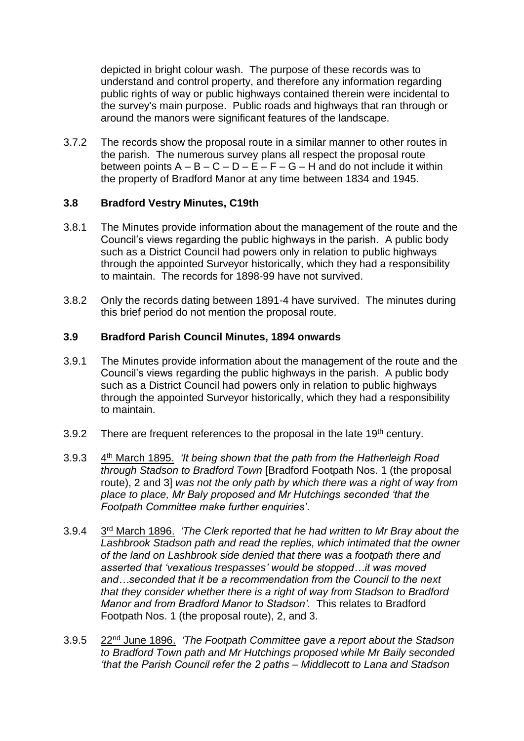depicted in bright colour wash. The purpose of these records was to understand and control property, and therefore any information regarding public rights of way or public highways contained therein were incidental to the survey's main purpose. Public roads and highways that ran through or around the manors were significant features of the landscape.

3.7.2 The records show the proposal route in a similar manner to other routes in the parish. The numerous survey plans all respect the proposal route between points A – B – C – D – E – F – G – H and do not include it within the property of Bradford Manor at any time between 1834 and 1945.

### 3.8 Bradford Vestry Minutes, C19th

3.8.1 The Minutes provide information about the management of the route and the Council's views regarding the public highways in the parish. A public body such as a District Council had powers only in relation to public highways through the appointed Surveyor historically, which they had a responsibility to maintain. The records for 1898-99 have not survived.

3.8.2 Only the records dating between 1891-4 have survived. The minutes during this brief period do not mention the proposal route.

### 3.9 Bradford Parish Council Minutes, 1894 onwards

3.9.1 The Minutes provide information about the management of the route and the Council's views regarding the public highways in the parish. A public body such as a District Council had powers only in relation to public highways through the appointed Surveyor historically, which they had a responsibility to maintain.

3.9.2 There are frequent references to the proposal in the late 19th century.

3.9.3 4th March 1895. *'It being shown that the path from the Hatherleigh Road through Stadson to Bradford Town* [Bradford Footpath Nos. 1 (the proposal route), 2 and 3] *was not the only path by which there was a right of way from place to place, Mr Baly proposed and Mr Hutchings seconded 'that the Footpath Committee make further enquiries'*.

3.9.4 3rd March 1896. *'The Clerk reported that he had written to Mr Bray about the Lashbrook Stadson path and read the replies, which intimated that the owner of the land on Lashbrook side denied that there was a footpath there and asserted that 'vexatious trespasses' would be stopped…it was moved and…seconded that it be a recommendation from the Council to the next that they consider whether there is a right of way from Stadson to Bradford Manor and from Bradford Manor to Stadson'*. This relates to Bradford Footpath Nos. 1 (the proposal route), 2, and 3.

3.9.5 22nd June 1896. *'The Footpath Committee gave a report about the Stadson to Bradford Town path and Mr Hutchings proposed while Mr Baily seconded 'that the Parish Council refer the 2 paths – Middlecott to Lana and Stadson*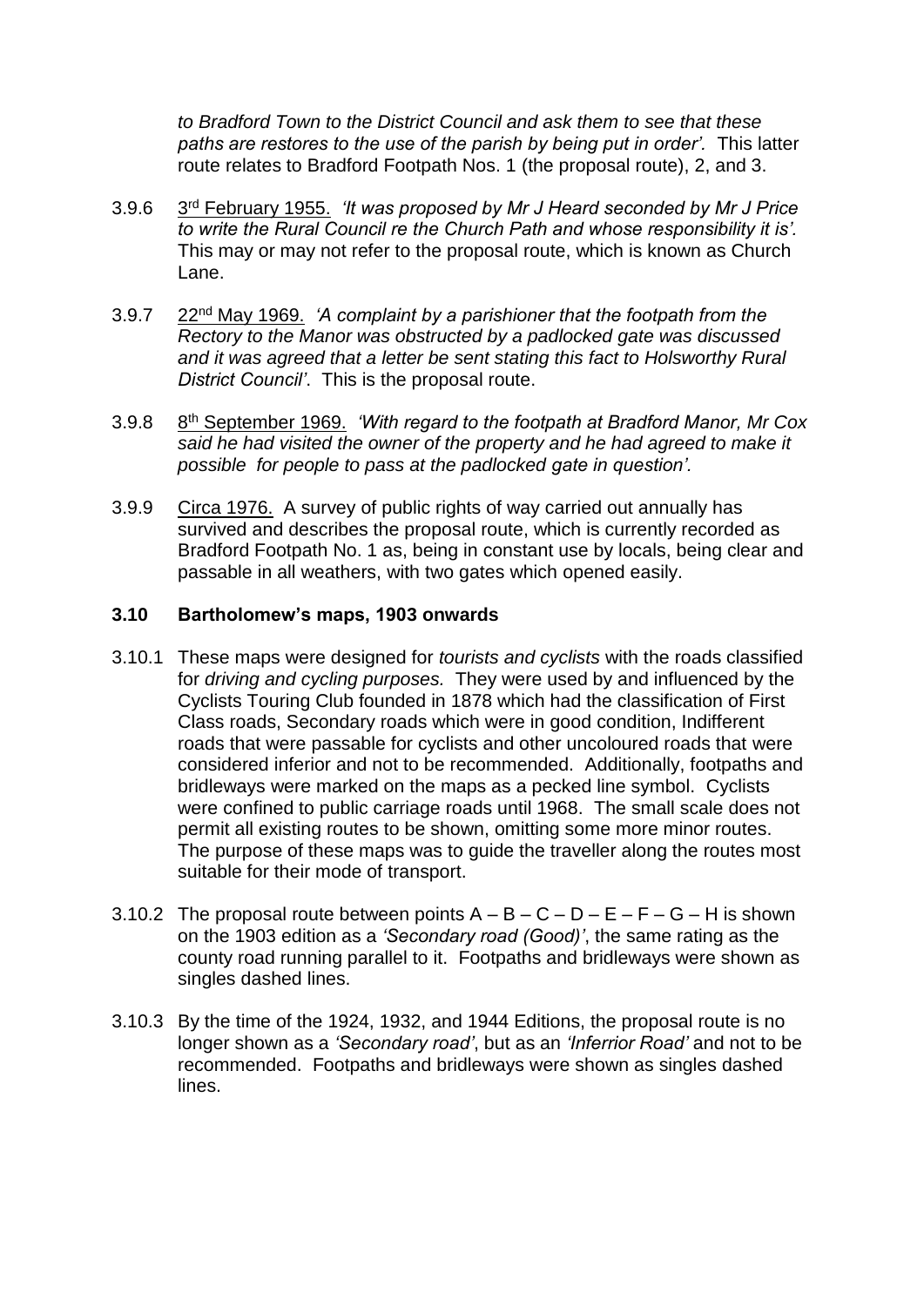*to Bradford Town to the District Council and ask them to see that these paths are restores to the use of the parish by being put in order'.* This latter route relates to Bradford Footpath Nos. 1 (the proposal route), 2, and 3.

3.9.6 3rd February 1955. *'It was proposed by Mr J Heard seconded by Mr J Price to write the Rural Council re the Church Path and whose responsibility it is'.* This may or may not refer to the proposal route, which is known as Church Lane.

3.9.7 22nd May 1969. *'A complaint by a parishioner that the footpath from the Rectory to the Manor was obstructed by a padlocked gate was discussed and it was agreed that a letter be sent stating this fact to Holsworthy Rural District Council'.* This is the proposal route.

3.9.8 8th September 1969. *'With regard to the footpath at Bradford Manor, Mr Cox said he had visited the owner of the property and he had agreed to make it possible for people to pass at the padlocked gate in question'.*

3.9.9 Circa 1976. A survey of public rights of way carried out annually has survived and describes the proposal route, which is currently recorded as Bradford Footpath No. 1 as, being in constant use by locals, being clear and passable in all weathers, with two gates which opened easily.

### 3.10 Bartholomew's maps, 1903 onwards

3.10.1 These maps were designed for *tourists and cyclists* with the roads classified for *driving and cycling purposes.* They were used by and influenced by the Cyclists Touring Club founded in 1878 which had the classification of First Class roads, Secondary roads which were in good condition, Indifferent roads that were passable for cyclists and other uncoloured roads that were considered inferior and not to be recommended. Additionally, footpaths and bridleways were marked on the maps as a pecked line symbol. Cyclists were confined to public carriage roads until 1968. The small scale does not permit all existing routes to be shown, omitting some more minor routes. The purpose of these maps was to guide the traveller along the routes most suitable for their mode of transport.

3.10.2 The proposal route between points A – B – C – D – E – F – G – H is shown on the 1903 edition as a *'Secondary road (Good)'*, the same rating as the county road running parallel to it. Footpaths and bridleways were shown as singles dashed lines.

3.10.3 By the time of the 1924, 1932, and 1944 Editions, the proposal route is no longer shown as a *'Secondary road'*, but as an *'Inferrior Road'* and not to be recommended. Footpaths and bridleways were shown as singles dashed lines.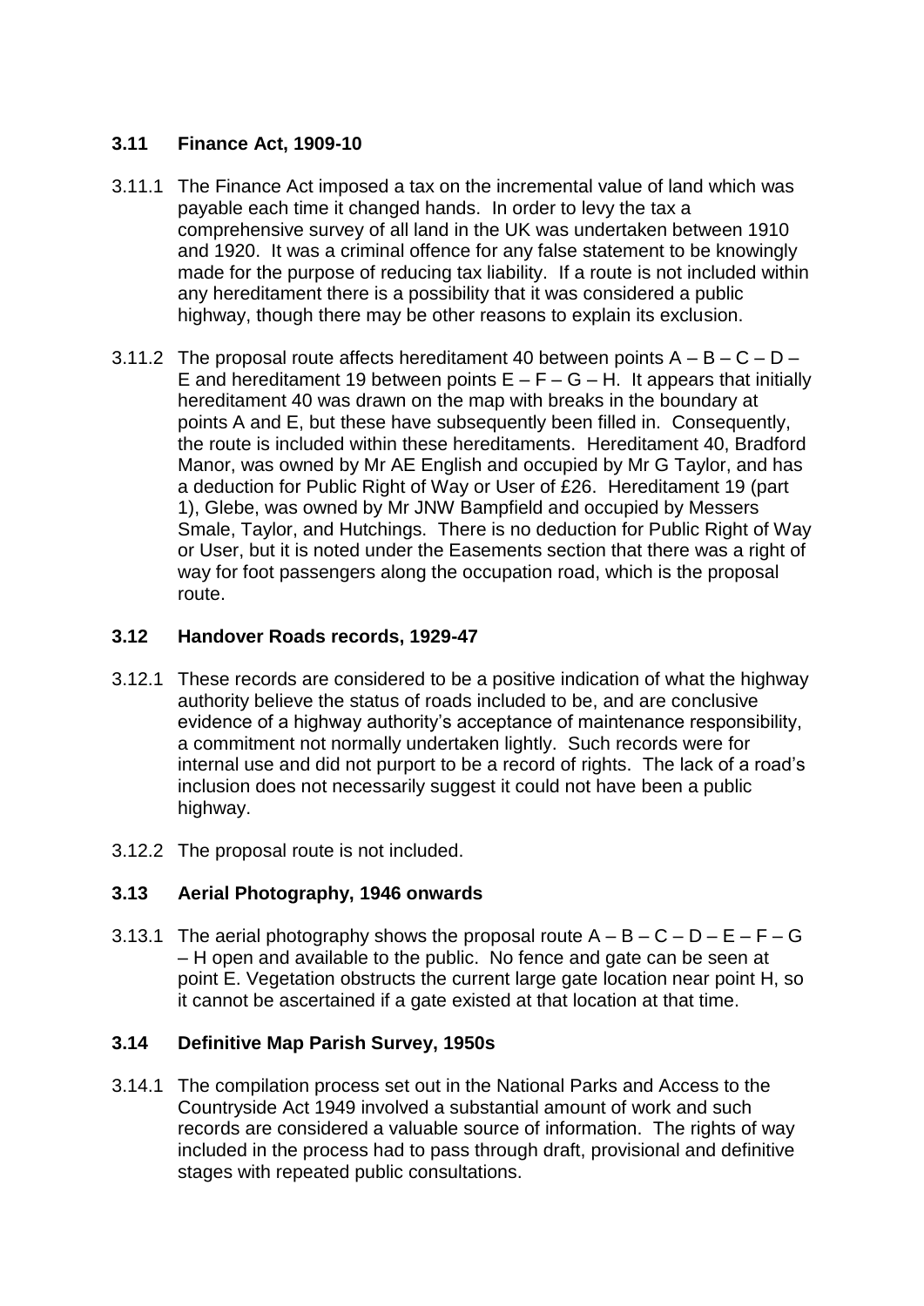### 3.11 Finance Act, 1909-10

3.11.1 The Finance Act imposed a tax on the incremental value of land which was payable each time it changed hands. In order to levy the tax a comprehensive survey of all land in the UK was undertaken between 1910 and 1920. It was a criminal offence for any false statement to be knowingly made for the purpose of reducing tax liability. If a route is not included within any hereditament there is a possibility that it was considered a public highway, though there may be other reasons to explain its exclusion.

3.11.2 The proposal route affects hereditament 40 between points A – B – C – D – E and hereditament 19 between points E – F – G – H. It appears that initially hereditament 40 was drawn on the map with breaks in the boundary at points A and E, but these have subsequently been filled in. Consequently, the route is included within these hereditaments. Hereditament 40, Bradford Manor, was owned by Mr AE English and occupied by Mr G Taylor, and has a deduction for Public Right of Way or User of £26. Hereditament 19 (part 1), Glebe, was owned by Mr JNW Bampfield and occupied by Messers Smale, Taylor, and Hutchings. There is no deduction for Public Right of Way or User, but it is noted under the Easements section that there was a right of way for foot passengers along the occupation road, which is the proposal route.

### 3.12 Handover Roads records, 1929-47

3.12.1 These records are considered to be a positive indication of what the highway authority believe the status of roads included to be, and are conclusive evidence of a highway authority's acceptance of maintenance responsibility, a commitment not normally undertaken lightly. Such records were for internal use and did not purport to be a record of rights. The lack of a road's inclusion does not necessarily suggest it could not have been a public highway.

3.12.2 The proposal route is not included.

### 3.13 Aerial Photography, 1946 onwards

3.13.1 The aerial photography shows the proposal route A – B – C – D – E – F – G – H open and available to the public. No fence and gate can be seen at point E. Vegetation obstructs the current large gate location near point H, so it cannot be ascertained if a gate existed at that location at that time.

### 3.14 Definitive Map Parish Survey, 1950s

3.14.1 The compilation process set out in the National Parks and Access to the Countryside Act 1949 involved a substantial amount of work and such records are considered a valuable source of information. The rights of way included in the process had to pass through draft, provisional and definitive stages with repeated public consultations.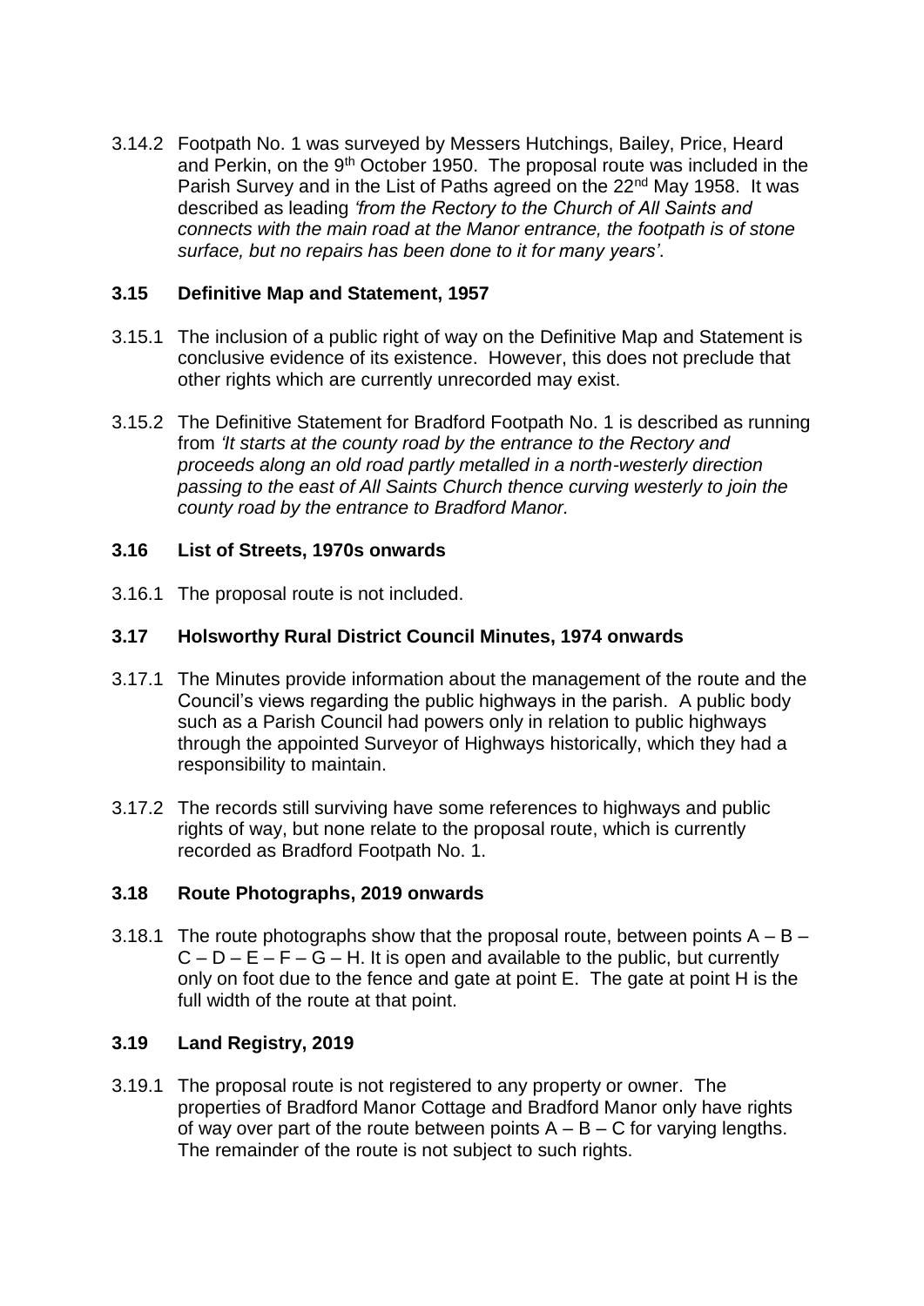3.14.2 Footpath No. 1 was surveyed by Messers Hutchings, Bailey, Price, Heard and Perkin, on the 9th October 1950. The proposal route was included in the Parish Survey and in the List of Paths agreed on the 22nd May 1958. It was described as leading *'from the Rectory to the Church of All Saints and connects with the main road at the Manor entrance, the footpath is of stone surface, but no repairs has been done to it for many years'*.

### 3.15 Definitive Map and Statement, 1957

3.15.1 The inclusion of a public right of way on the Definitive Map and Statement is conclusive evidence of its existence. However, this does not preclude that other rights which are currently unrecorded may exist.

3.15.2 The Definitive Statement for Bradford Footpath No. 1 is described as running from *'It starts at the county road by the entrance to the Rectory and proceeds along an old road partly metalled in a north-westerly direction passing to the east of All Saints Church thence curving westerly to join the county road by the entrance to Bradford Manor.*

### 3.16 List of Streets, 1970s onwards

3.16.1 The proposal route is not included.

### 3.17 Holsworthy Rural District Council Minutes, 1974 onwards

3.17.1 The Minutes provide information about the management of the route and the Council's views regarding the public highways in the parish. A public body such as a Parish Council had powers only in relation to public highways through the appointed Surveyor of Highways historically, which they had a responsibility to maintain.

3.17.2 The records still surviving have some references to highways and public rights of way, but none relate to the proposal route, which is currently recorded as Bradford Footpath No. 1.

### 3.18 Route Photographs, 2019 onwards

3.18.1 The route photographs show that the proposal route, between points A – B – C – D – E – F – G – H. It is open and available to the public, but currently only on foot due to the fence and gate at point E. The gate at point H is the full width of the route at that point.

### 3.19 Land Registry, 2019

3.19.1 The proposal route is not registered to any property or owner. The properties of Bradford Manor Cottage and Bradford Manor only have rights of way over part of the route between points A – B – C for varying lengths. The remainder of the route is not subject to such rights.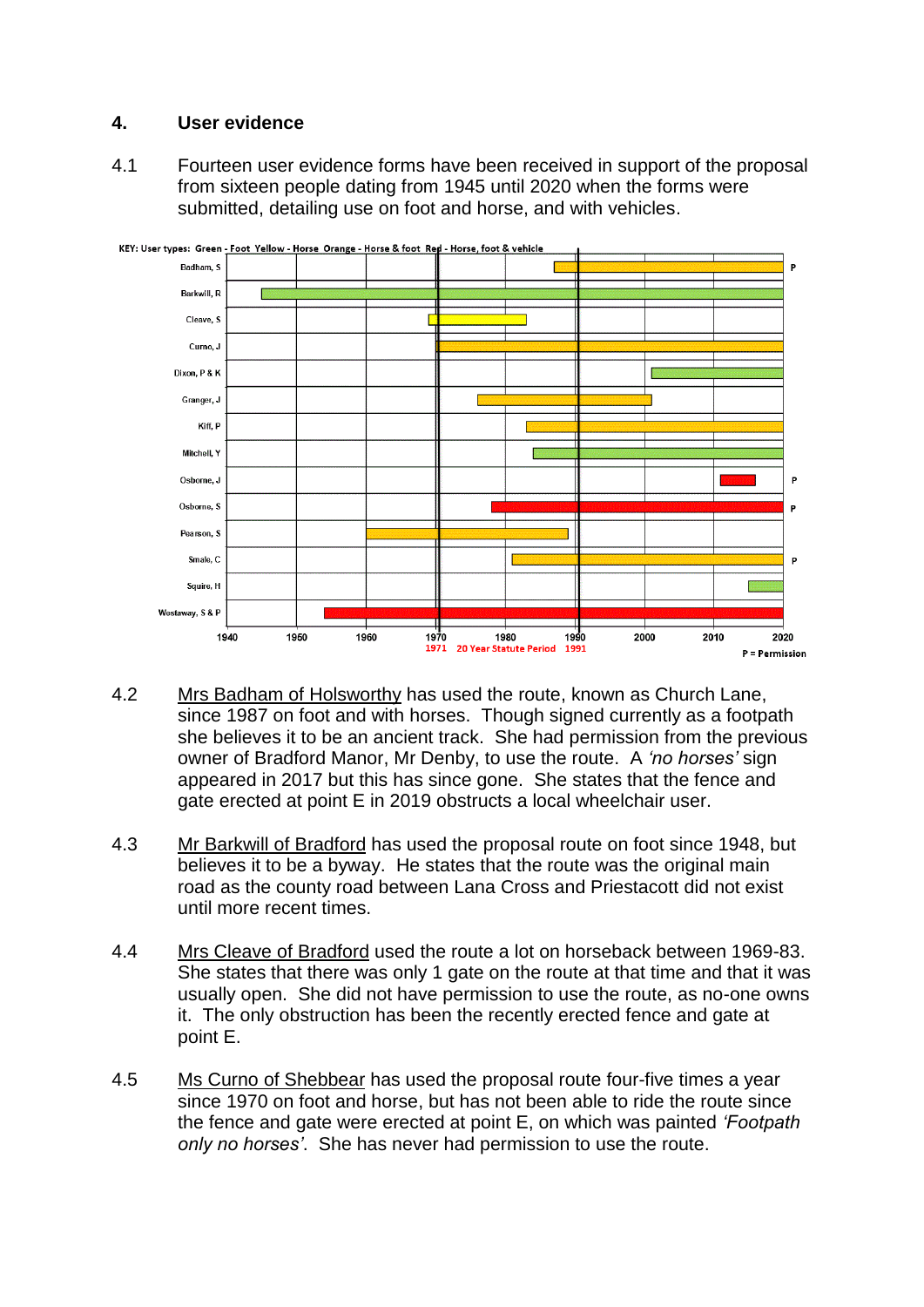## 4. User evidence

4.1 Fourteen user evidence forms have been received in support of the proposal from sixteen people dating from 1945 until 2020 when the forms were submitted, detailing use on foot and horse, and with vehicles.

KEY: User types: Green - Foot Yellow - Horse Orange - Horse & foot Red - Horse, foot & vehicle

1971 20 Year Statute Period 1991

P = Permission

4.2 Mrs Badham of Holsworthy has used the route, known as Church Lane, since 1987 on foot and with horses. Though signed currently as a footpath she believes it to be an ancient track. She had permission from the previous owner of Bradford Manor, Mr Denby, to use the route. A *'no horses'* sign appeared in 2017 but this has since gone. She states that the fence and gate erected at point E in 2019 obstructs a local wheelchair user.

4.3 Mr Barkwill of Bradford has used the proposal route on foot since 1948, but believes it to be a byway. He states that the route was the original main road as the county road between Lana Cross and Priestacott did not exist until more recent times.

4.4 Mrs Cleave of Bradford used the route a lot on horseback between 1969-83. She states that there was only 1 gate on the route at that time and that it was usually open. She did not have permission to use the route, as no-one owns it. The only obstruction has been the recently erected fence and gate at point E.

4.5 Ms Curno of Shebbear has used the proposal route four-five times a year since 1970 on foot and horse, but has not been able to ride the route since the fence and gate were erected at point E, on which was painted *'Footpath only no horses'*. She has never had permission to use the route.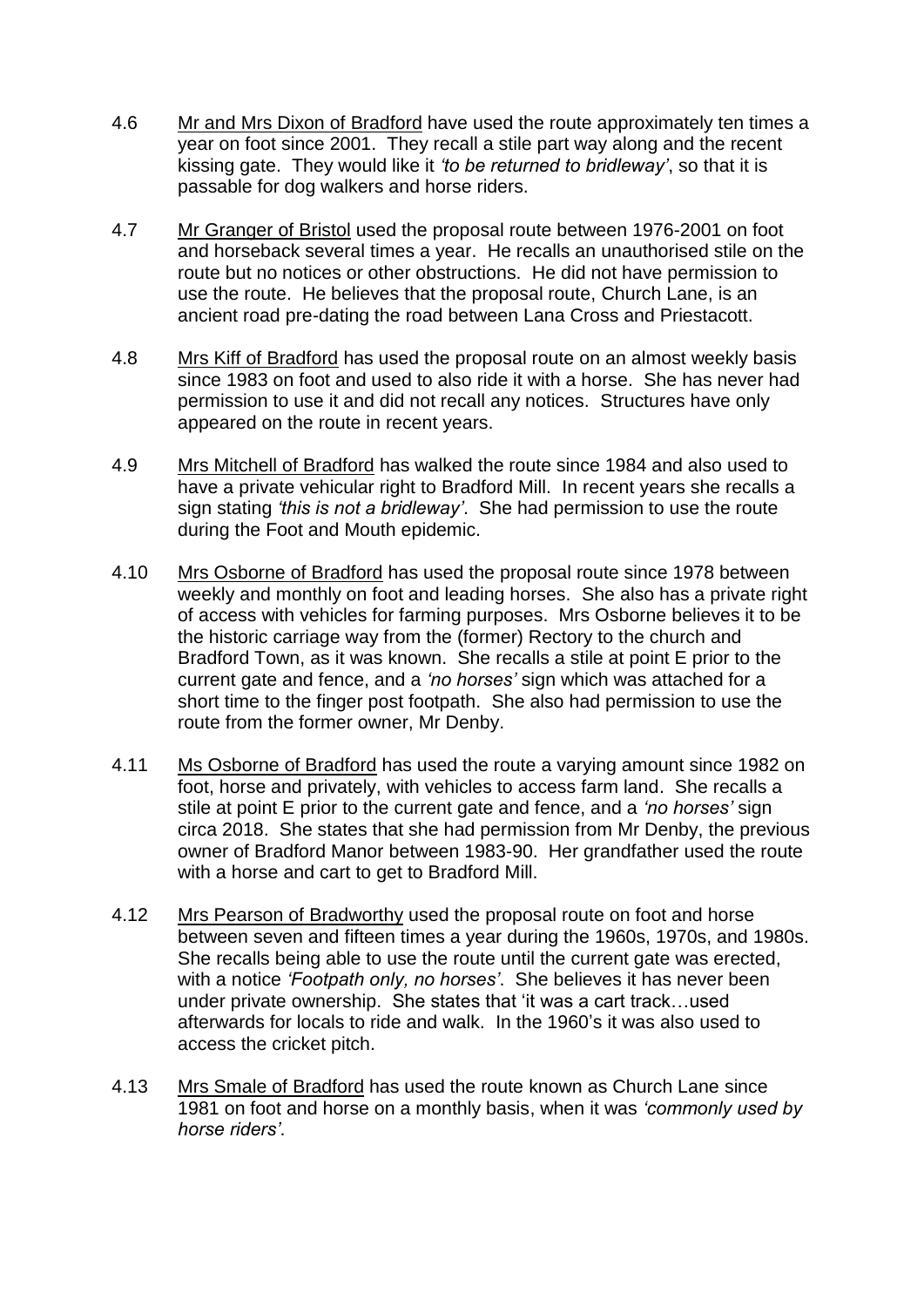4.6 <u>Mr and Mrs Dixon of Bradford</u> have used the route approximately ten times a year on foot since 2001. They recall a stile part way along and the recent kissing gate. They would like it *'to be returned to bridleway'*, so that it is passable for dog walkers and horse riders.

4.7 <u>Mr Granger of Bristol</u> used the proposal route between 1976-2001 on foot and horseback several times a year. He recalls an unauthorised stile on the route but no notices or other obstructions. He did not have permission to use the route. He believes that the proposal route, Church Lane, is an ancient road pre-dating the road between Lana Cross and Priestacott.

4.8 <u>Mrs Kiff of Bradford</u> has used the proposal route on an almost weekly basis since 1983 on foot and used to also ride it with a horse. She has never had permission to use it and did not recall any notices. Structures have only appeared on the route in recent years.

4.9 <u>Mrs Mitchell of Bradford</u> has walked the route since 1984 and also used to have a private vehicular right to Bradford Mill. In recent years she recalls a sign stating *'this is not a bridleway'*. She had permission to use the route during the Foot and Mouth epidemic.

4.10 <u>Mrs Osborne of Bradford</u> has used the proposal route since 1978 between weekly and monthly on foot and leading horses. She also has a private right of access with vehicles for farming purposes. Mrs Osborne believes it to be the historic carriage way from the (former) Rectory to the church and Bradford Town, as it was known. She recalls a stile at point E prior to the current gate and fence, and a *'no horses'* sign which was attached for a short time to the finger post footpath. She also had permission to use the route from the former owner, Mr Denby.

4.11 <u>Ms Osborne of Bradford</u> has used the route a varying amount since 1982 on foot, horse and privately, with vehicles to access farm land. She recalls a stile at point E prior to the current gate and fence, and a *'no horses'* sign circa 2018. She states that she had permission from Mr Denby, the previous owner of Bradford Manor between 1983-90. Her grandfather used the route with a horse and cart to get to Bradford Mill.

4.12 <u>Mrs Pearson of Bradworthy</u> used the proposal route on foot and horse between seven and fifteen times a year during the 1960s, 1970s, and 1980s. She recalls being able to use the route until the current gate was erected, with a notice *'Footpath only, no horses'*. She believes it has never been under private ownership. She states that 'it was a cart track…used afterwards for locals to ride and walk. In the 1960's it was also used to access the cricket pitch.

4.13 <u>Mrs Smale of Bradford</u> has used the route known as Church Lane since 1981 on foot and horse on a monthly basis, when it was *'commonly used by horse riders'*.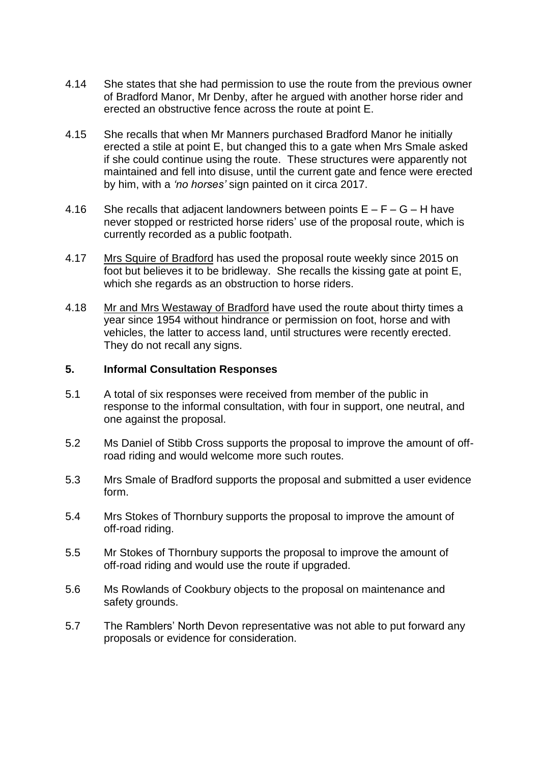4.14 She states that she had permission to use the route from the previous owner of Bradford Manor, Mr Denby, after he argued with another horse rider and erected an obstructive fence across the route at point E.

4.15 She recalls that when Mr Manners purchased Bradford Manor he initially erected a stile at point E, but changed this to a gate when Mrs Smale asked if she could continue using the route. These structures were apparently not maintained and fell into disuse, until the current gate and fence were erected by him, with a *'no horses'* sign painted on it circa 2017.

4.16 She recalls that adjacent landowners between points E – F – G – H have never stopped or restricted horse riders' use of the proposal route, which is currently recorded as a public footpath.

4.17 Mrs Squire of Bradford has used the proposal route weekly since 2015 on foot but believes it to be bridleway. She recalls the kissing gate at point E, which she regards as an obstruction to horse riders.

4.18 Mr and Mrs Westaway of Bradford have used the route about thirty times a year since 1954 without hindrance or permission on foot, horse and with vehicles, the latter to access land, until structures were recently erected. They do not recall any signs.

## 5. Informal Consultation Responses

5.1 A total of six responses were received from member of the public in response to the informal consultation, with four in support, one neutral, and one against the proposal.

5.2 Ms Daniel of Stibb Cross supports the proposal to improve the amount of off-road riding and would welcome more such routes.

5.3 Mrs Smale of Bradford supports the proposal and submitted a user evidence form.

5.4 Mrs Stokes of Thornbury supports the proposal to improve the amount of off-road riding.

5.5 Mr Stokes of Thornbury supports the proposal to improve the amount of off-road riding and would use the route if upgraded.

5.6 Ms Rowlands of Cookbury objects to the proposal on maintenance and safety grounds.

5.7 The Ramblers' North Devon representative was not able to put forward any proposals or evidence for consideration.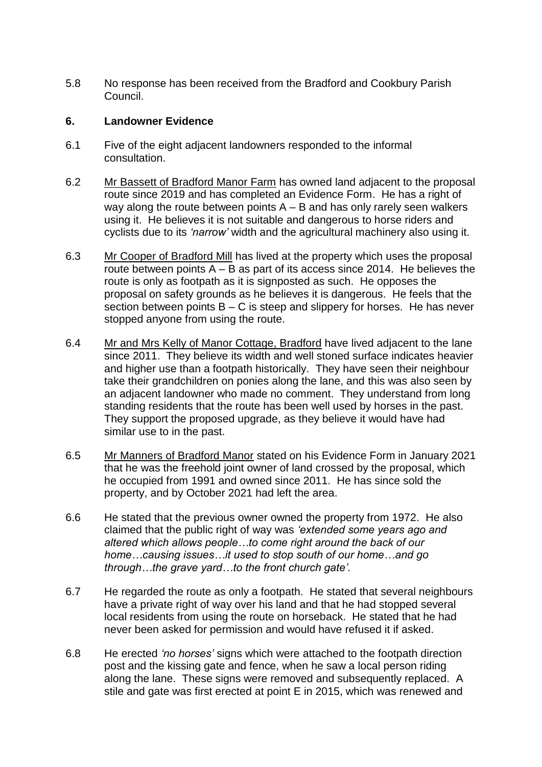5.8 No response has been received from the Bradford and Cookbury Parish Council.

## 6. Landowner Evidence

6.1 Five of the eight adjacent landowners responded to the informal consultation.

6.2 Mr Bassett of Bradford Manor Farm has owned land adjacent to the proposal route since 2019 and has completed an Evidence Form. He has a right of way along the route between points A – B and has only rarely seen walkers using it. He believes it is not suitable and dangerous to horse riders and cyclists due to its *'narrow'* width and the agricultural machinery also using it.

6.3 Mr Cooper of Bradford Mill has lived at the property which uses the proposal route between points A – B as part of its access since 2014. He believes the route is only as footpath as it is signposted as such. He opposes the proposal on safety grounds as he believes it is dangerous. He feels that the section between points B – C is steep and slippery for horses. He has never stopped anyone from using the route.

6.4 Mr and Mrs Kelly of Manor Cottage, Bradford have lived adjacent to the lane since 2011. They believe its width and well stoned surface indicates heavier and higher use than a footpath historically. They have seen their neighbour take their grandchildren on ponies along the lane, and this was also seen by an adjacent landowner who made no comment. They understand from long standing residents that the route has been well used by horses in the past. They support the proposed upgrade, as they believe it would have had similar use to in the past.

6.5 Mr Manners of Bradford Manor stated on his Evidence Form in January 2021 that he was the freehold joint owner of land crossed by the proposal, which he occupied from 1991 and owned since 2011. He has since sold the property, and by October 2021 had left the area.

6.6 He stated that the previous owner owned the property from 1972. He also claimed that the public right of way was *'extended some years ago and altered which allows people…to come right around the back of our home…causing issues…it used to stop south of our home…and go through…the grave yard…to the front church gate'.*

6.7 He regarded the route as only a footpath. He stated that several neighbours have a private right of way over his land and that he had stopped several local residents from using the route on horseback. He stated that he had never been asked for permission and would have refused it if asked.

6.8 He erected *'no horses'* signs which were attached to the footpath direction post and the kissing gate and fence, when he saw a local person riding along the lane. These signs were removed and subsequently replaced. A stile and gate was first erected at point E in 2015, which was renewed and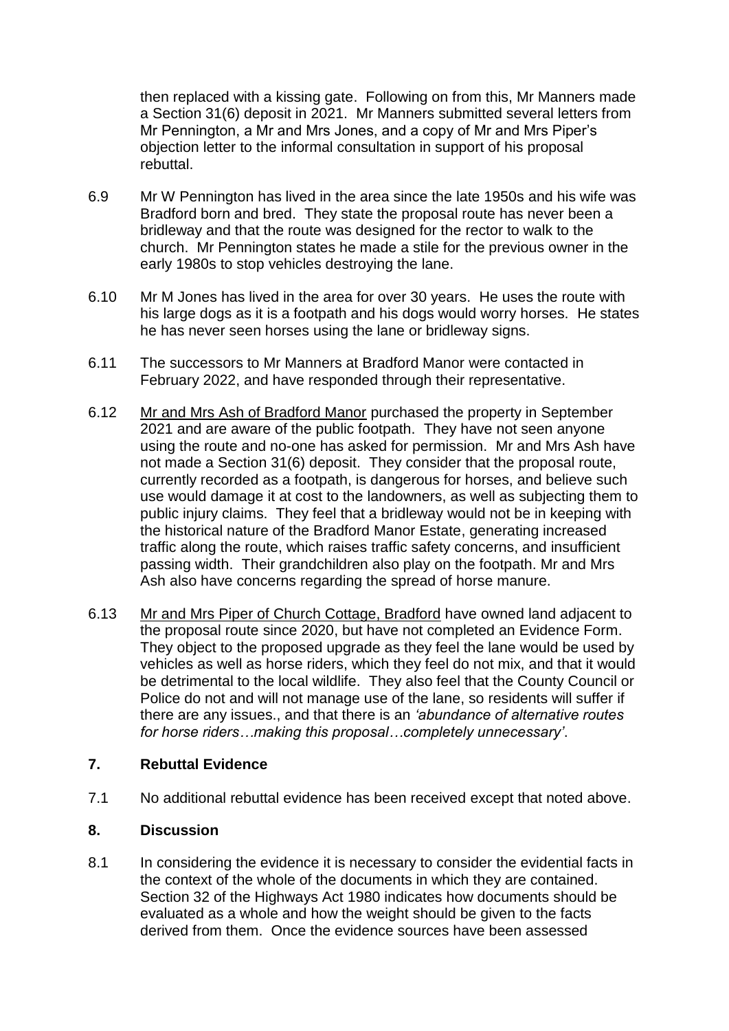then replaced with a kissing gate. Following on from this, Mr Manners made a Section 31(6) deposit in 2021. Mr Manners submitted several letters from Mr Pennington, a Mr and Mrs Jones, and a copy of Mr and Mrs Piper's objection letter to the informal consultation in support of his proposal rebuttal.

6.9 Mr W Pennington has lived in the area since the late 1950s and his wife was Bradford born and bred. They state the proposal route has never been a bridleway and that the route was designed for the rector to walk to the church. Mr Pennington states he made a stile for the previous owner in the early 1980s to stop vehicles destroying the lane.

6.10 Mr M Jones has lived in the area for over 30 years. He uses the route with his large dogs as it is a footpath and his dogs would worry horses. He states he has never seen horses using the lane or bridleway signs.

6.11 The successors to Mr Manners at Bradford Manor were contacted in February 2022, and have responded through their representative.

6.12 Mr and Mrs Ash of Bradford Manor purchased the property in September 2021 and are aware of the public footpath. They have not seen anyone using the route and no-one has asked for permission. Mr and Mrs Ash have not made a Section 31(6) deposit. They consider that the proposal route, currently recorded as a footpath, is dangerous for horses, and believe such use would damage it at cost to the landowners, as well as subjecting them to public injury claims. They feel that a bridleway would not be in keeping with the historical nature of the Bradford Manor Estate, generating increased traffic along the route, which raises traffic safety concerns, and insufficient passing width. Their grandchildren also play on the footpath. Mr and Mrs Ash also have concerns regarding the spread of horse manure.

6.13 Mr and Mrs Piper of Church Cottage, Bradford have owned land adjacent to the proposal route since 2020, but have not completed an Evidence Form. They object to the proposed upgrade as they feel the lane would be used by vehicles as well as horse riders, which they feel do not mix, and that it would be detrimental to the local wildlife. They also feel that the County Council or Police do not and will not manage use of the lane, so residents will suffer if there are any issues., and that there is an *'abundance of alternative routes for horse riders….making this proposal…completely unnecessary'*.

## 7. Rebuttal Evidence

7.1 No additional rebuttal evidence has been received except that noted above.

## 8. Discussion

8.1 In considering the evidence it is necessary to consider the evidential facts in the context of the whole of the documents in which they are contained. Section 32 of the Highways Act 1980 indicates how documents should be evaluated as a whole and how the weight should be given to the facts derived from them. Once the evidence sources have been assessed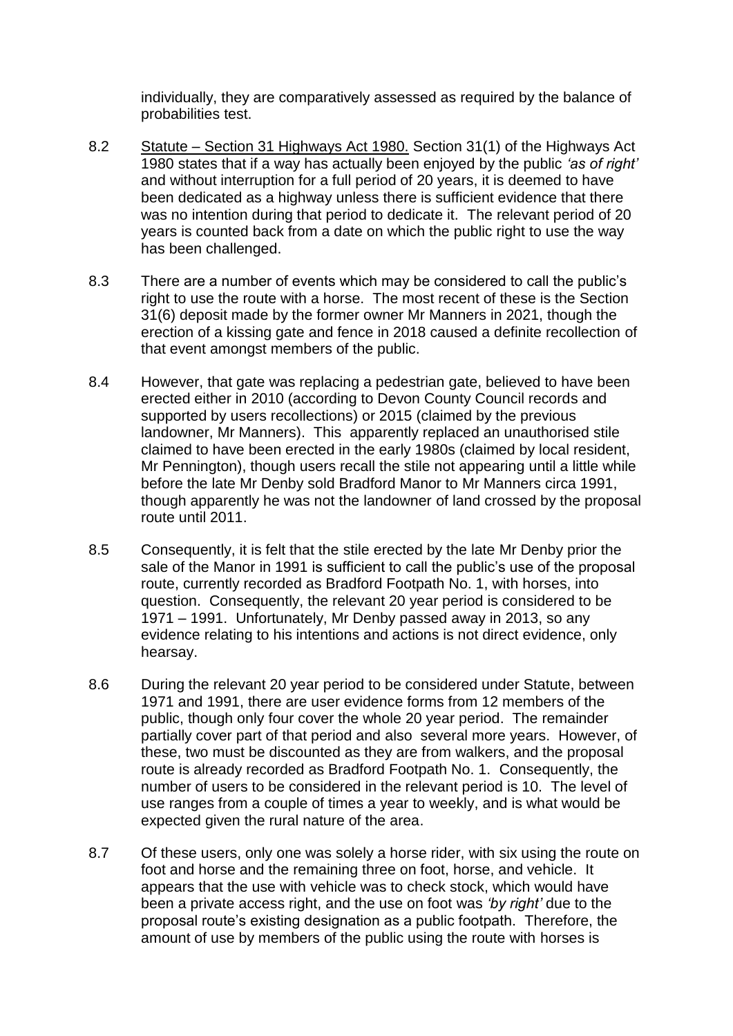individually, they are comparatively assessed as required by the balance of probabilities test.

8.2 Statute – Section 31 Highways Act 1980. Section 31(1) of the Highways Act 1980 states that if a way has actually been enjoyed by the public *'as of right'* and without interruption for a full period of 20 years, it is deemed to have been dedicated as a highway unless there is sufficient evidence that there was no intention during that period to dedicate it. The relevant period of 20 years is counted back from a date on which the public right to use the way has been challenged.

8.3 There are a number of events which may be considered to call the public's right to use the route with a horse. The most recent of these is the Section 31(6) deposit made by the former owner Mr Manners in 2021, though the erection of a kissing gate and fence in 2018 caused a definite recollection of that event amongst members of the public.

8.4 However, that gate was replacing a pedestrian gate, believed to have been erected either in 2010 (according to Devon County Council records and supported by users recollections) or 2015 (claimed by the previous landowner, Mr Manners). This apparently replaced an unauthorised stile claimed to have been erected in the early 1980s (claimed by local resident, Mr Pennington), though users recall the stile not appearing until a little while before the late Mr Denby sold Bradford Manor to Mr Manners circa 1991, though apparently he was not the landowner of land crossed by the proposal route until 2011.

8.5 Consequently, it is felt that the stile erected by the late Mr Denby prior the sale of the Manor in 1991 is sufficient to call the public's use of the proposal route, currently recorded as Bradford Footpath No. 1, with horses, into question. Consequently, the relevant 20 year period is considered to be 1971 – 1991. Unfortunately, Mr Denby passed away in 2013, so any evidence relating to his intentions and actions is not direct evidence, only hearsay.

8.6 During the relevant 20 year period to be considered under Statute, between 1971 and 1991, there are user evidence forms from 12 members of the public, though only four cover the whole 20 year period. The remainder partially cover part of that period and also several more years. However, of these, two must be discounted as they are from walkers, and the proposal route is already recorded as Bradford Footpath No. 1. Consequently, the number of users to be considered in the relevant period is 10. The level of use ranges from a couple of times a year to weekly, and is what would be expected given the rural nature of the area.

8.7 Of these users, only one was solely a horse rider, with six using the route on foot and horse and the remaining three on foot, horse, and vehicle. It appears that the use with vehicle was to check stock, which would have been a private access right, and the use on foot was *'by right'* due to the proposal route's existing designation as a public footpath. Therefore, the amount of use by members of the public using the route with horses is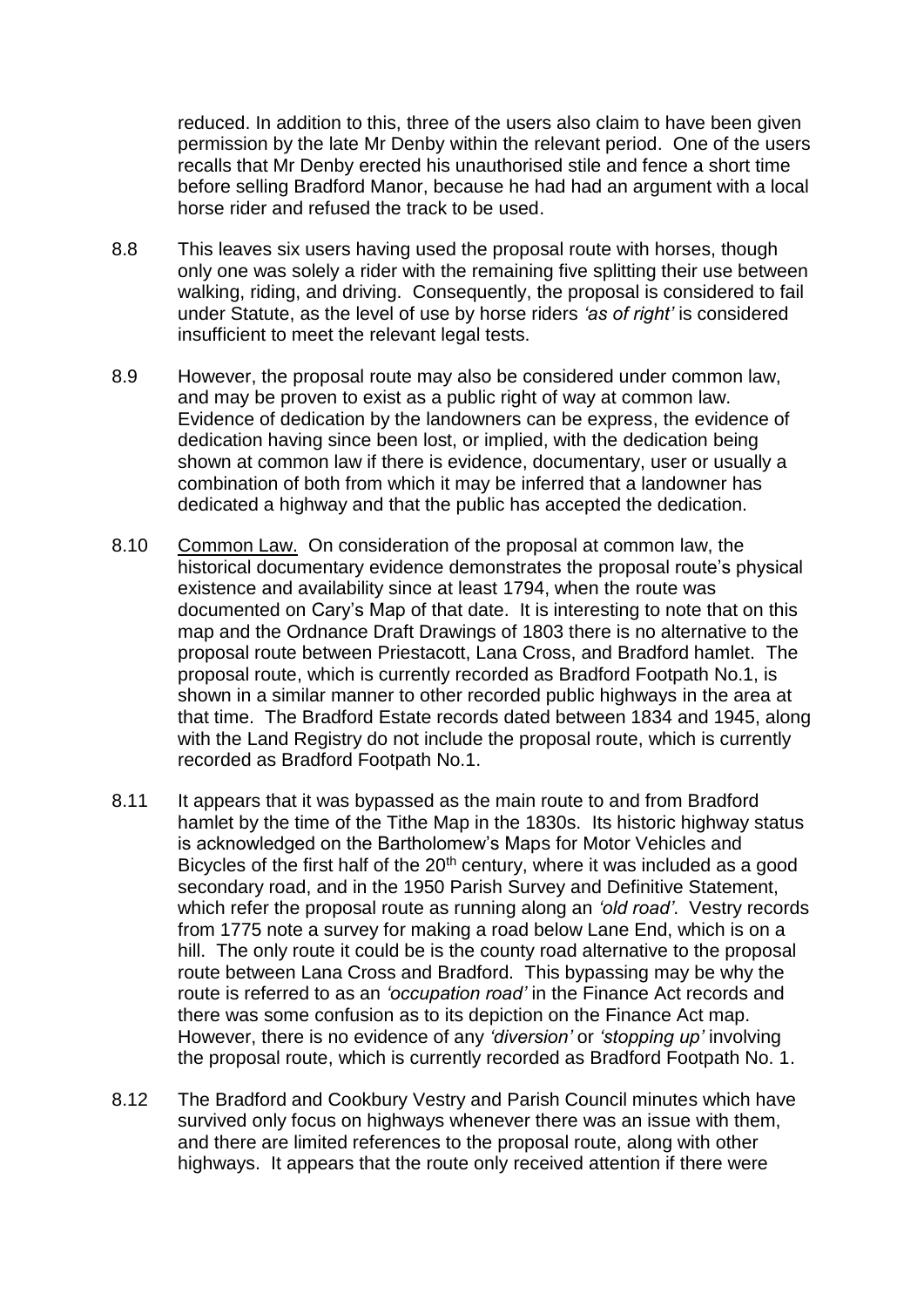reduced. In addition to this, three of the users also claim to have been given permission by the late Mr Denby within the relevant period. One of the users recalls that Mr Denby erected his unauthorised stile and fence a short time before selling Bradford Manor, because he had had an argument with a local horse rider and refused the track to be used.

8.8 This leaves six users having used the proposal route with horses, though only one was solely a rider with the remaining five splitting their use between walking, riding, and driving. Consequently, the proposal is considered to fail under Statute, as the level of use by horse riders *'as of right'* is considered insufficient to meet the relevant legal tests.

8.9 However, the proposal route may also be considered under common law, and may be proven to exist as a public right of way at common law. Evidence of dedication by the landowners can be express, the evidence of dedication having since been lost, or implied, with the dedication being shown at common law if there is evidence, documentary, user or usually a combination of both from which it may be inferred that a landowner has dedicated a highway and that the public has accepted the dedication.

8.10 Common Law. On consideration of the proposal at common law, the historical documentary evidence demonstrates the proposal route's physical existence and availability since at least 1794, when the route was documented on Cary's Map of that date. It is interesting to note that on this map and the Ordnance Draft Drawings of 1803 there is no alternative to the proposal route between Priestacott, Lana Cross, and Bradford hamlet. The proposal route, which is currently recorded as Bradford Footpath No.1, is shown in a similar manner to other recorded public highways in the area at that time. The Bradford Estate records dated between 1834 and 1945, along with the Land Registry do not include the proposal route, which is currently recorded as Bradford Footpath No.1.

8.11 It appears that it was bypassed as the main route to and from Bradford hamlet by the time of the Tithe Map in the 1830s. Its historic highway status is acknowledged on the Bartholomew's Maps for Motor Vehicles and Bicycles of the first half of the 20th century, where it was included as a good secondary road, and in the 1950 Parish Survey and Definitive Statement, which refer the proposal route as running along an *'old road'*. Vestry records from 1775 note a survey for making a road below Lane End, which is on a hill. The only route it could be is the county road alternative to the proposal route between Lana Cross and Bradford. This bypassing may be why the route is referred to as an *'occupation road'* in the Finance Act records and there was some confusion as to its depiction on the Finance Act map. However, there is no evidence of any *'diversion'* or *'stopping up'* involving the proposal route, which is currently recorded as Bradford Footpath No. 1.

8.12 The Bradford and Cookbury Vestry and Parish Council minutes which have survived only focus on highways whenever there was an issue with them, and there are limited references to the proposal route, along with other highways. It appears that the route only received attention if there were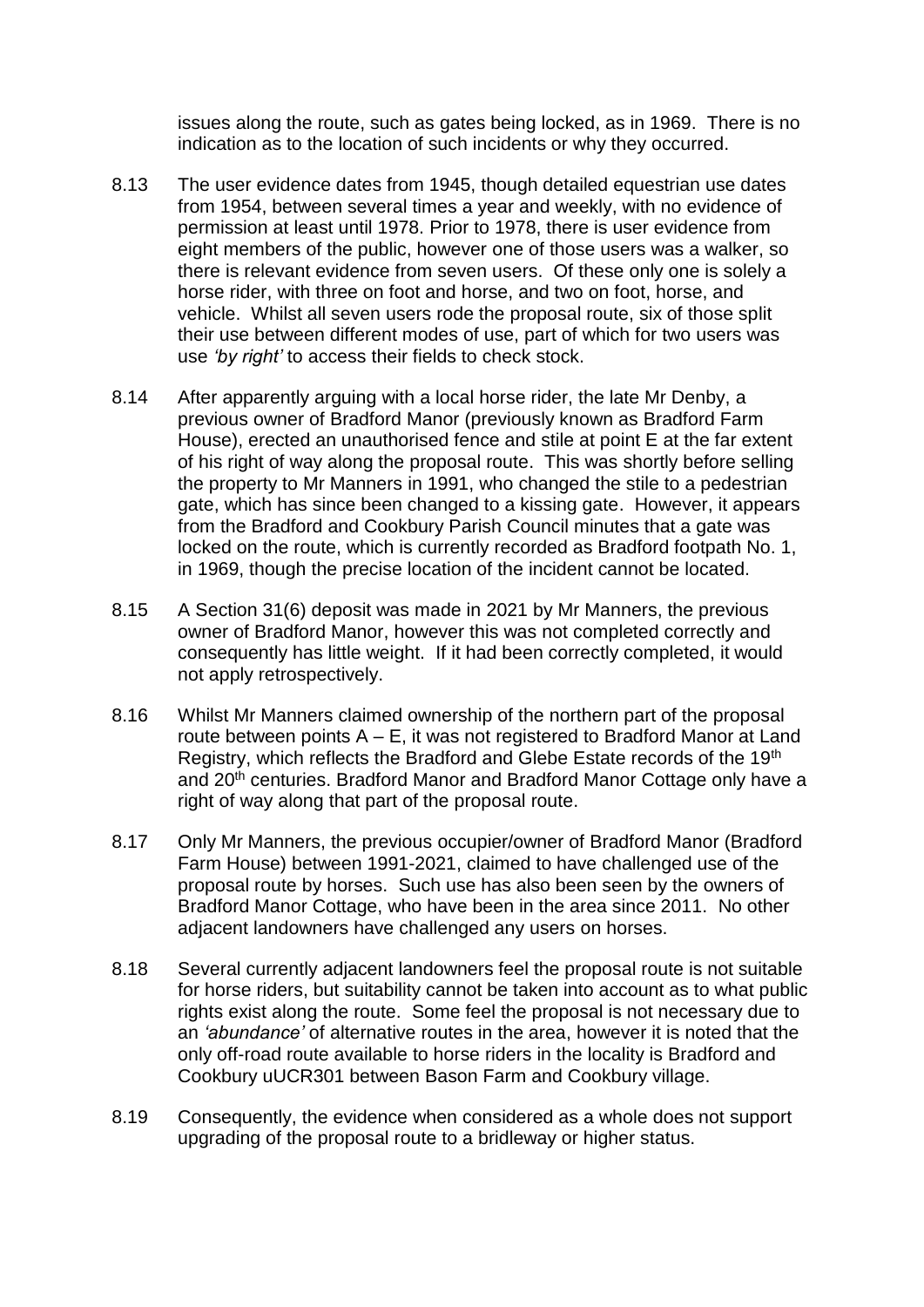issues along the route, such as gates being locked, as in 1969. There is no indication as to the location of such incidents or why they occurred.

8.13 The user evidence dates from 1945, though detailed equestrian use dates from 1954, between several times a year and weekly, with no evidence of permission at least until 1978. Prior to 1978, there is user evidence from eight members of the public, however one of those users was a walker, so there is relevant evidence from seven users. Of these only one is solely a horse rider, with three on foot and horse, and two on foot, horse, and vehicle. Whilst all seven users rode the proposal route, six of those split their use between different modes of use, part of which for two users was use *'by right'* to access their fields to check stock.

8.14 After apparently arguing with a local horse rider, the late Mr Denby, a previous owner of Bradford Manor (previously known as Bradford Farm House), erected an unauthorised fence and stile at point E at the far extent of his right of way along the proposal route. This was shortly before selling the property to Mr Manners in 1991, who changed the stile to a pedestrian gate, which has since been changed to a kissing gate. However, it appears from the Bradford and Cookbury Parish Council minutes that a gate was locked on the route, which is currently recorded as Bradford footpath No. 1, in 1969, though the precise location of the incident cannot be located.

8.15 A Section 31(6) deposit was made in 2021 by Mr Manners, the previous owner of Bradford Manor, however this was not completed correctly and consequently has little weight. If it had been correctly completed, it would not apply retrospectively.

8.16 Whilst Mr Manners claimed ownership of the northern part of the proposal route between points A – E, it was not registered to Bradford Manor at Land Registry, which reflects the Bradford and Glebe Estate records of the 19th and 20th centuries. Bradford Manor and Bradford Manor Cottage only have a right of way along that part of the proposal route.

8.17 Only Mr Manners, the previous occupier/owner of Bradford Manor (Bradford Farm House) between 1991-2021, claimed to have challenged use of the proposal route by horses. Such use has also been seen by the owners of Bradford Manor Cottage, who have been in the area since 2011. No other adjacent landowners have challenged any users on horses.

8.18 Several currently adjacent landowners feel the proposal route is not suitable for horse riders, but suitability cannot be taken into account as to what public rights exist along the route. Some feel the proposal is not necessary due to an *'abundance'* of alternative routes in the area, however it is noted that the only off-road route available to horse riders in the locality is Bradford and Cookbury uUCR301 between Bason Farm and Cookbury village.

8.19 Consequently, the evidence when considered as a whole does not support upgrading of the proposal route to a bridleway or higher status.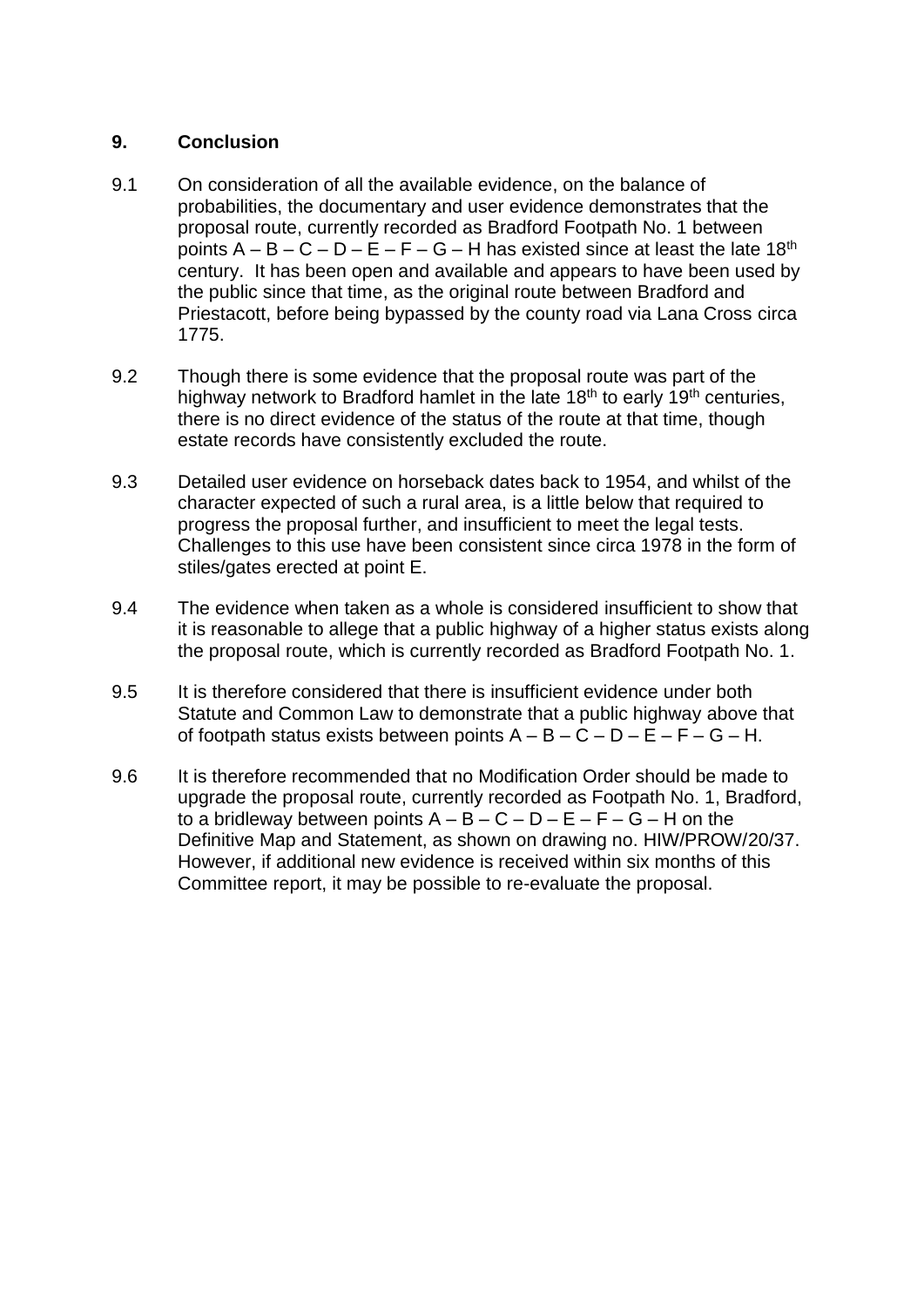## 9. Conclusion

9.1 On consideration of all the available evidence, on the balance of probabilities, the documentary and user evidence demonstrates that the proposal route, currently recorded as Bradford Footpath No. 1 between points A – B – C – D – E – F – G – H has existed since at least the late 18th century. It has been open and available and appears to have been used by the public since that time, as the original route between Bradford and Priestacott, before being bypassed by the county road via Lana Cross circa 1775.

9.2 Though there is some evidence that the proposal route was part of the highway network to Bradford hamlet in the late 18th to early 19th centuries, there is no direct evidence of the status of the route at that time, though estate records have consistently excluded the route.

9.3 Detailed user evidence on horseback dates back to 1954, and whilst of the character expected of such a rural area, is a little below that required to progress the proposal further, and insufficient to meet the legal tests. Challenges to this use have been consistent since circa 1978 in the form of stiles/gates erected at point E.

9.4 The evidence when taken as a whole is considered insufficient to show that it is reasonable to allege that a public highway of a higher status exists along the proposal route, which is currently recorded as Bradford Footpath No. 1.

9.5 It is therefore considered that there is insufficient evidence under both Statute and Common Law to demonstrate that a public highway above that of footpath status exists between points A – B – C – D – E – F – G – H.

9.6 It is therefore recommended that no Modification Order should be made to upgrade the proposal route, currently recorded as Footpath No. 1, Bradford, to a bridleway between points A – B – C – D – E – F – G – H on the Definitive Map and Statement, as shown on drawing no. HIW/PROW/20/37. However, if additional new evidence is received within six months of this Committee report, it may be possible to re-evaluate the proposal.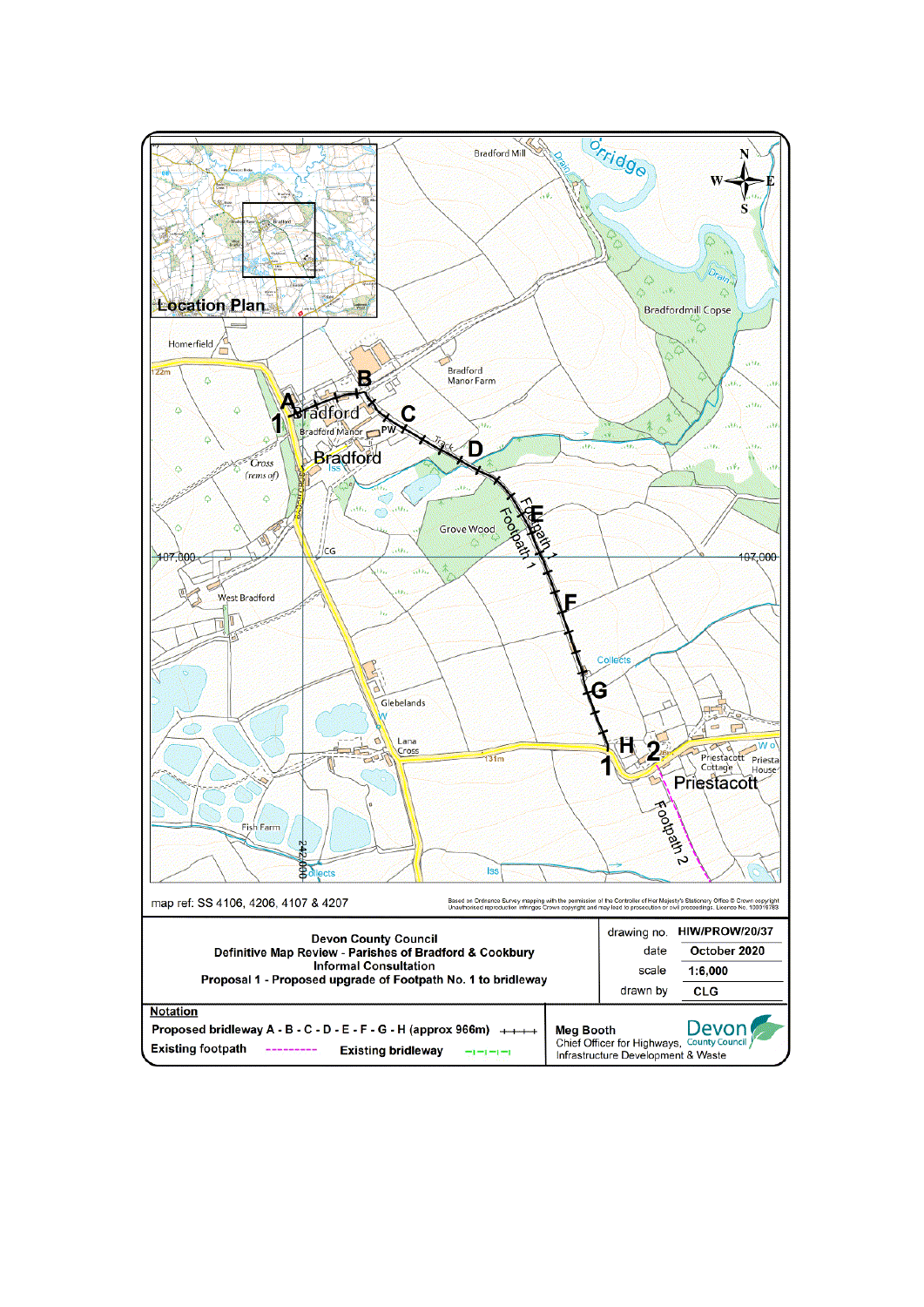map ref: SS 4106, 4206, 4107 & 4207

Based on Ordnance Survey mapping with the permission of the Controller of Her Majesty's Stationery Office © Crown copyright. Unauthorised reproduction infringes Crown copyright and may lead to prosecution or civil proceedings. Licence No. 100019783

Devon County Council
Definitive Map Review - Parishes of Bradford & Cookbury
Informal Consultation
Proposal 1 - Proposed upgrade of Footpath No. 1 to bridleway

| | |
|---|---|
| drawing no. | HIW/PROW/20/37 |
| date | October 2020 |
| scale | 1:6,000 |
| drawn by | CLG |

**Notation**

Proposed bridleway A - B - C - D - E - F - G - H (approx 966m)

Existing footpath

Existing bridleway

Meg Booth
Chief Officer for Highways, Infrastructure Development & Waste

Devon County Council